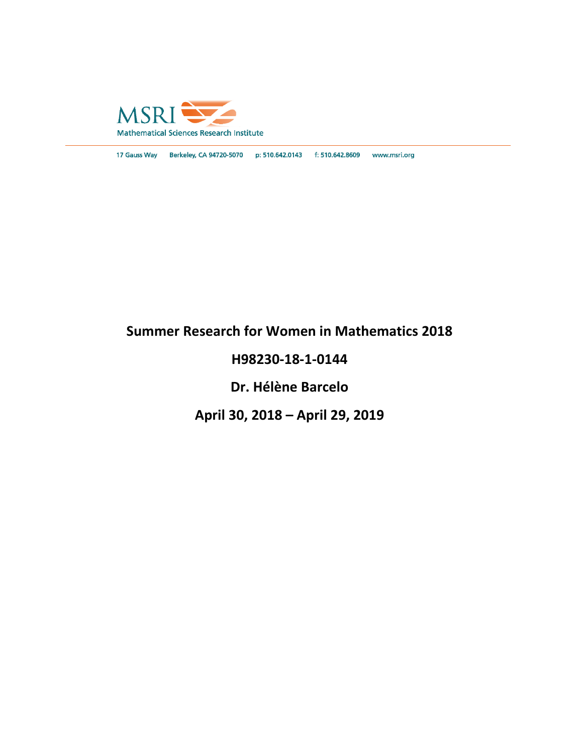MSRI

Mathematical Sciences Research Institute

17 Gauss Way Berkeley, CA 94720-5070 p: 510.642.0143 f: 510.642.8609 www.msri.org

# Summer Research for Women in Mathematics 2018

## H98230-18-1-0144

## Dr. Hélène Barcelo

## April 30, 2018 – April 29, 2019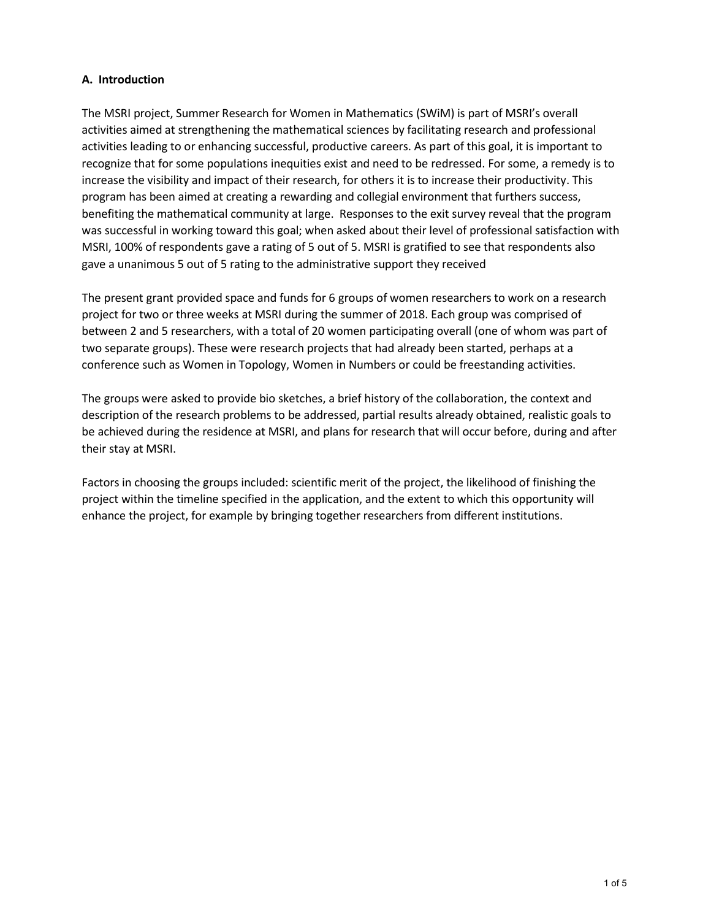### A. Introduction

The MSRI project, Summer Research for Women in Mathematics (SWiM) is part of MSRI's overall activities aimed at strengthening the mathematical sciences by facilitating research and professional activities leading to or enhancing successful, productive careers. As part of this goal, it is important to recognize that for some populations inequities exist and need to be redressed. For some, a remedy is to increase the visibility and impact of their research, for others it is to increase their productivity. This program has been aimed at creating a rewarding and collegial environment that furthers success, benefiting the mathematical community at large. Responses to the exit survey reveal that the program was successful in working toward this goal; when asked about their level of professional satisfaction with MSRI, 100% of respondents gave a rating of 5 out of 5. MSRI is gratified to see that respondents also gave a unanimous 5 out of 5 rating to the administrative support they received

The present grant provided space and funds for 6 groups of women researchers to work on a research project for two or three weeks at MSRI during the summer of 2018. Each group was comprised of between 2 and 5 researchers, with a total of 20 women participating overall (one of whom was part of two separate groups). These were research projects that had already been started, perhaps at a conference such as Women in Topology, Women in Numbers or could be freestanding activities.

The groups were asked to provide bio sketches, a brief history of the collaboration, the context and description of the research problems to be addressed, partial results already obtained, realistic goals to be achieved during the residence at MSRI, and plans for research that will occur before, during and after their stay at MSRI.

Factors in choosing the groups included: scientific merit of the project, the likelihood of finishing the project within the timeline specified in the application, and the extent to which this opportunity will enhance the project, for example by bringing together researchers from different institutions.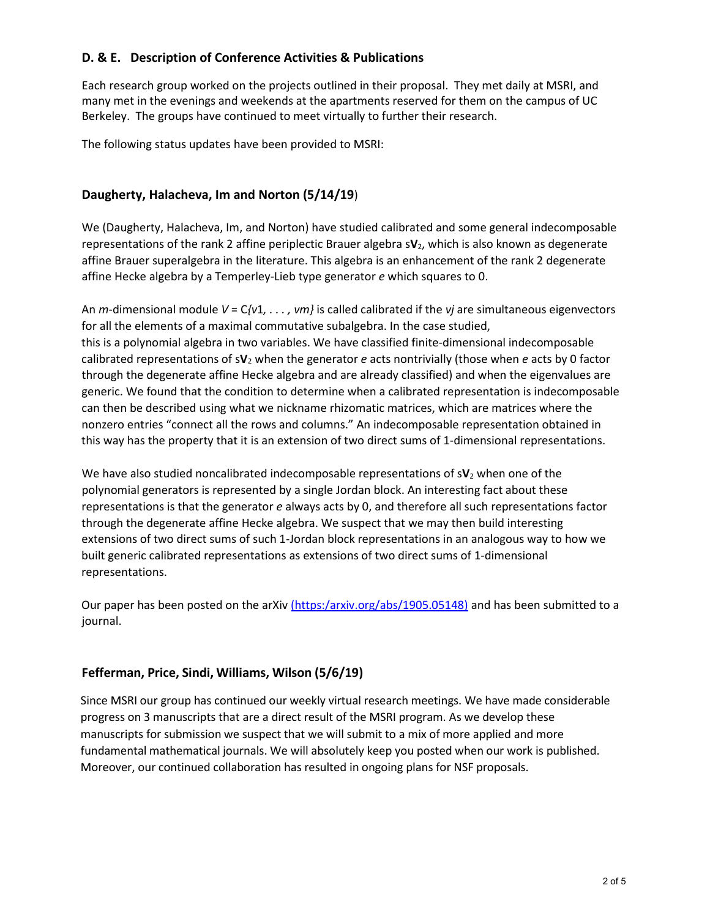## D. & E. Description of Conference Activities & Publications

Each research group worked on the projects outlined in their proposal. They met daily at MSRI, and many met in the evenings and weekends at the apartments reserved for them on the campus of UC Berkeley. The groups have continued to meet virtually to further their research.

The following status updates have been provided to MSRI:

### Daugherty, Halacheva, Im and Norton (5/14/19)

We (Daugherty, Halacheva, Im, and Norton) have studied calibrated and some general indecomposable representations of the rank 2 affine periplectic Brauer algebra s$\mathbf{V}_2$, which is also known as degenerate affine Brauer superalgebra in the literature. This algebra is an enhancement of the rank 2 degenerate affine Hecke algebra by a Temperley-Lieb type generator *e* which squares to 0.

An *m*-dimensional module $V = \mathbb{C}\{v1, \ldots, vm\}$ is called calibrated if the *vj* are simultaneous eigenvectors for all the elements of a maximal commutative subalgebra. In the case studied, this is a polynomial algebra in two variables. We have classified finite-dimensional indecomposable calibrated representations of s$\mathbf{V}_2$ when the generator *e* acts nontrivially (those when *e* acts by 0 factor through the degenerate affine Hecke algebra and are already classified) and when the eigenvalues are generic. We found that the condition to determine when a calibrated representation is indecomposable can then be described using what we nickname rhizomatic matrices, which are matrices where the nonzero entries "connect all the rows and columns." An indecomposable representation obtained in this way has the property that it is an extension of two direct sums of 1-dimensional representations.

We have also studied noncalibrated indecomposable representations of s$\mathbf{V}_2$ when one of the polynomial generators is represented by a single Jordan block. An interesting fact about these representations is that the generator *e* always acts by 0, and therefore all such representations factor through the degenerate affine Hecke algebra. We suspect that we may then build interesting extensions of two direct sums of such 1-Jordan block representations in an analogous way to how we built generic calibrated representations as extensions of two direct sums of 1-dimensional representations.

Our paper has been posted on the arXiv (https:/arxiv.org/abs/1905.05148) and has been submitted to a journal.

### Fefferman, Price, Sindi, Williams, Wilson (5/6/19)

Since MSRI our group has continued our weekly virtual research meetings. We have made considerable progress on 3 manuscripts that are a direct result of the MSRI program. As we develop these manuscripts for submission we suspect that we will submit to a mix of more applied and more fundamental mathematical journals. We will absolutely keep you posted when our work is published. Moreover, our continued collaboration has resulted in ongoing plans for NSF proposals.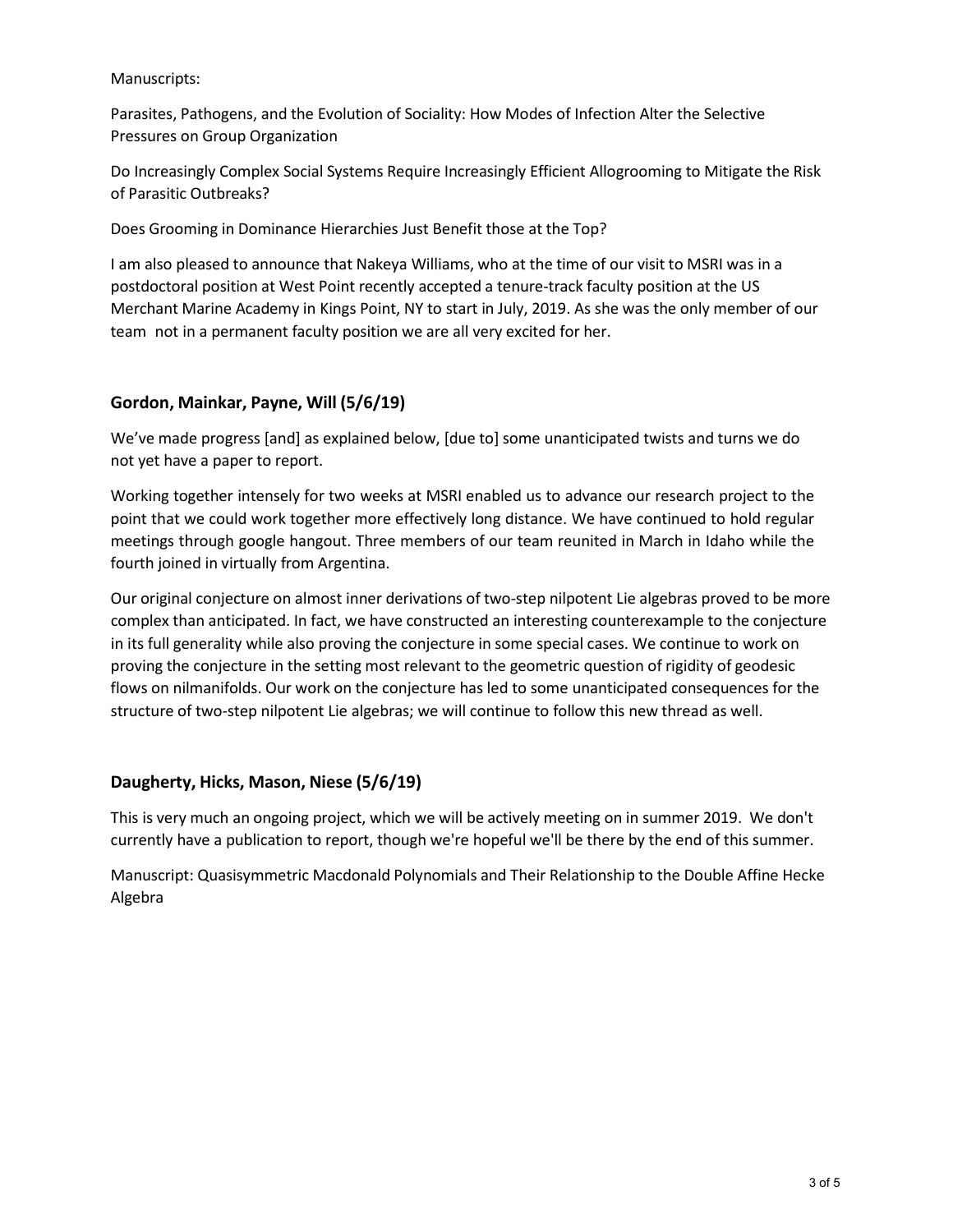Manuscripts:

Parasites, Pathogens, and the Evolution of Sociality: How Modes of Infection Alter the Selective Pressures on Group Organization

Do Increasingly Complex Social Systems Require Increasingly Efficient Allogrooming to Mitigate the Risk of Parasitic Outbreaks?

Does Grooming in Dominance Hierarchies Just Benefit those at the Top?

I am also pleased to announce that Nakeya Williams, who at the time of our visit to MSRI was in a postdoctoral position at West Point recently accepted a tenure-track faculty position at the US Merchant Marine Academy in Kings Point, NY to start in July, 2019. As she was the only member of our team not in a permanent faculty position we are all very excited for her.

### Gordon, Mainkar, Payne, Will (5/6/19)

We've made progress [and] as explained below, [due to] some unanticipated twists and turns we do not yet have a paper to report.

Working together intensely for two weeks at MSRI enabled us to advance our research project to the point that we could work together more effectively long distance. We have continued to hold regular meetings through google hangout. Three members of our team reunited in March in Idaho while the fourth joined in virtually from Argentina.

Our original conjecture on almost inner derivations of two-step nilpotent Lie algebras proved to be more complex than anticipated. In fact, we have constructed an interesting counterexample to the conjecture in its full generality while also proving the conjecture in some special cases. We continue to work on proving the conjecture in the setting most relevant to the geometric question of rigidity of geodesic flows on nilmanifolds. Our work on the conjecture has led to some unanticipated consequences for the structure of two-step nilpotent Lie algebras; we will continue to follow this new thread as well.

### Daugherty, Hicks, Mason, Niese (5/6/19)

This is very much an ongoing project, which we will be actively meeting on in summer 2019. We don't currently have a publication to report, though we're hopeful we'll be there by the end of this summer.

Manuscript: Quasisymmetric Macdonald Polynomials and Their Relationship to the Double Affine Hecke Algebra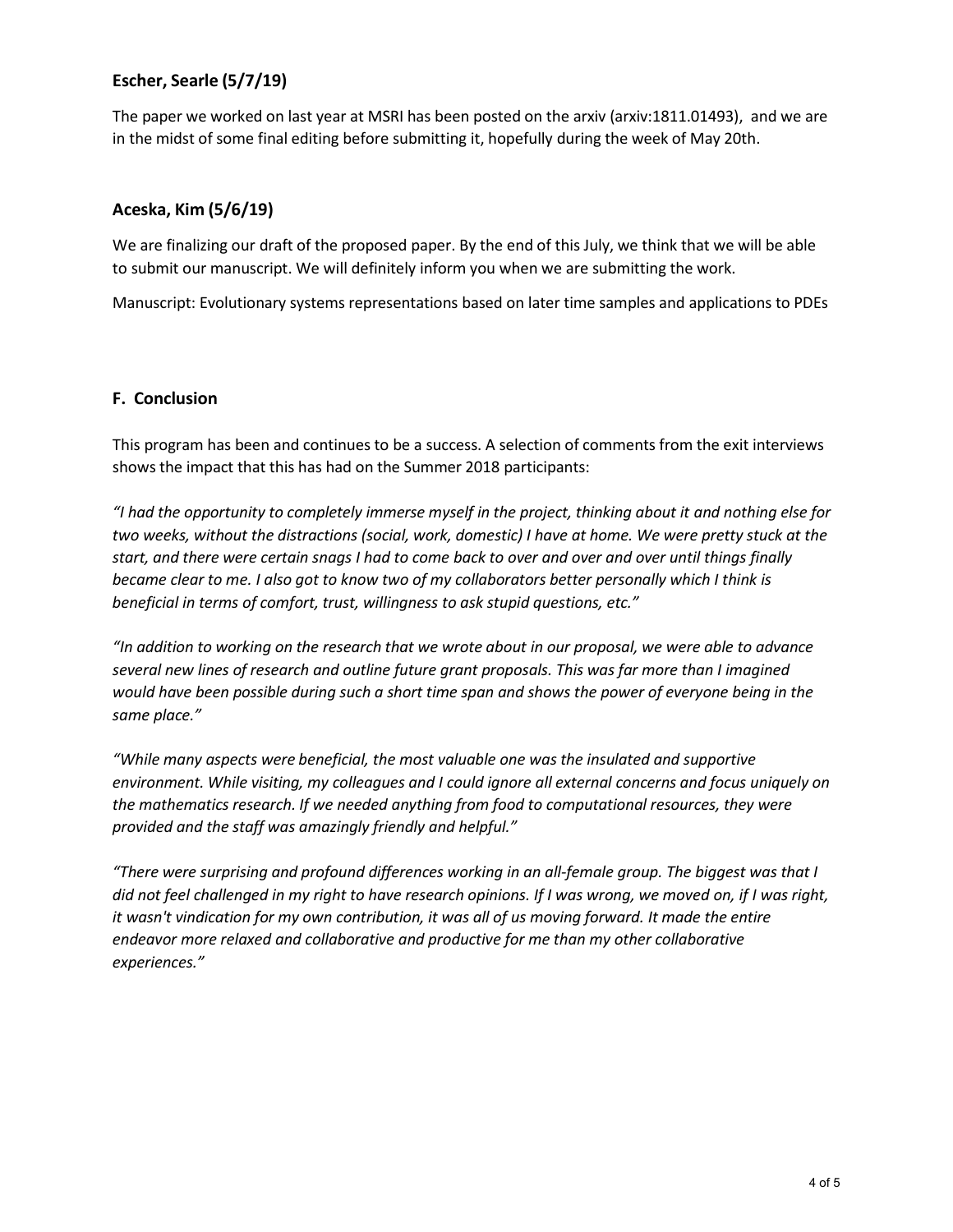### Escher, Searle (5/7/19)

The paper we worked on last year at MSRI has been posted on the arxiv (arxiv:1811.01493), and we are in the midst of some final editing before submitting it, hopefully during the week of May 20th.

### Aceska, Kim (5/6/19)

We are finalizing our draft of the proposed paper. By the end of this July, we think that we will be able to submit our manuscript. We will definitely inform you when we are submitting the work.

Manuscript: Evolutionary systems representations based on later time samples and applications to PDEs

## F. Conclusion

This program has been and continues to be a success. A selection of comments from the exit interviews shows the impact that this has had on the Summer 2018 participants:

*"I had the opportunity to completely immerse myself in the project, thinking about it and nothing else for two weeks, without the distractions (social, work, domestic) I have at home. We were pretty stuck at the start, and there were certain snags I had to come back to over and over and over until things finally became clear to me. I also got to know two of my collaborators better personally which I think is beneficial in terms of comfort, trust, willingness to ask stupid questions, etc."*

*"In addition to working on the research that we wrote about in our proposal, we were able to advance several new lines of research and outline future grant proposals. This was far more than I imagined would have been possible during such a short time span and shows the power of everyone being in the same place."*

*"While many aspects were beneficial, the most valuable one was the insulated and supportive environment. While visiting, my colleagues and I could ignore all external concerns and focus uniquely on the mathematics research. If we needed anything from food to computational resources, they were provided and the staff was amazingly friendly and helpful."*

*"There were surprising and profound differences working in an all-female group. The biggest was that I did not feel challenged in my right to have research opinions. If I was wrong, we moved on, if I was right, it wasn't vindication for my own contribution, it was all of us moving forward. It made the entire endeavor more relaxed and collaborative and productive for me than my other collaborative experiences."*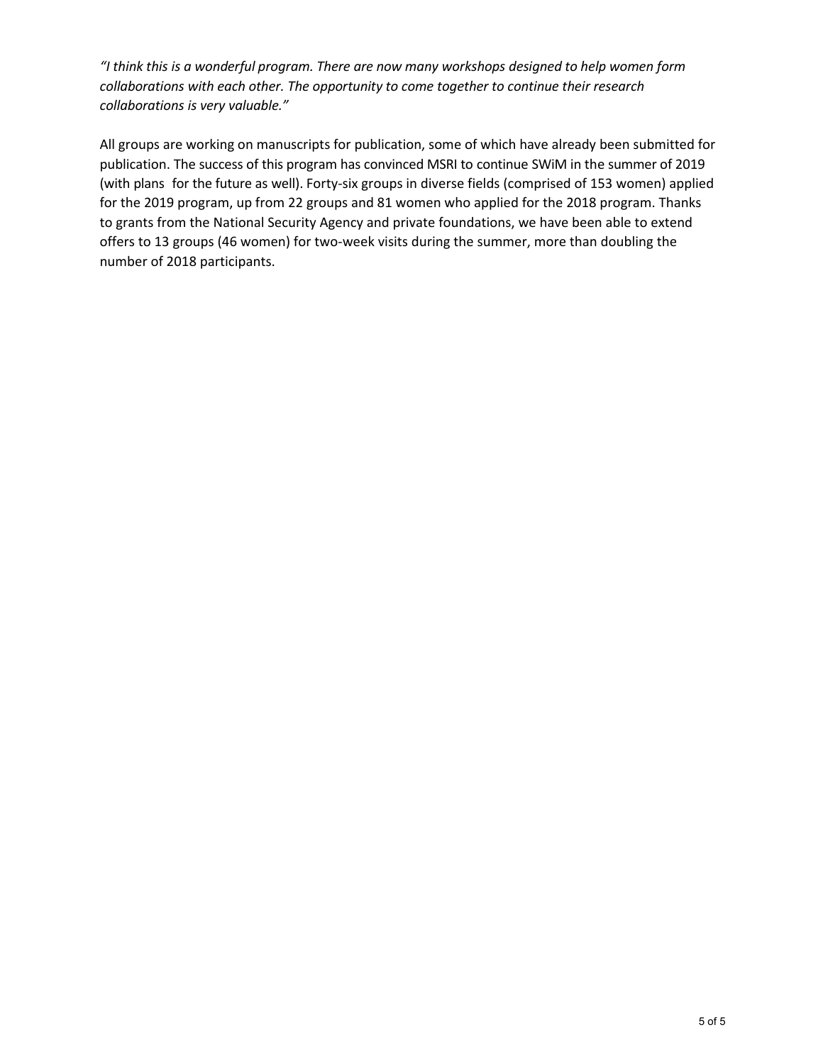*"I think this is a wonderful program. There are now many workshops designed to help women form collaborations with each other. The opportunity to come together to continue their research collaborations is very valuable."*

All groups are working on manuscripts for publication, some of which have already been submitted for publication. The success of this program has convinced MSRI to continue SWiM in the summer of 2019 (with plans for the future as well). Forty-six groups in diverse fields (comprised of 153 women) applied for the 2019 program, up from 22 groups and 81 women who applied for the 2018 program. Thanks to grants from the National Security Agency and private foundations, we have been able to extend offers to 13 groups (46 women) for two-week visits during the summer, more than doubling the number of 2018 participants.